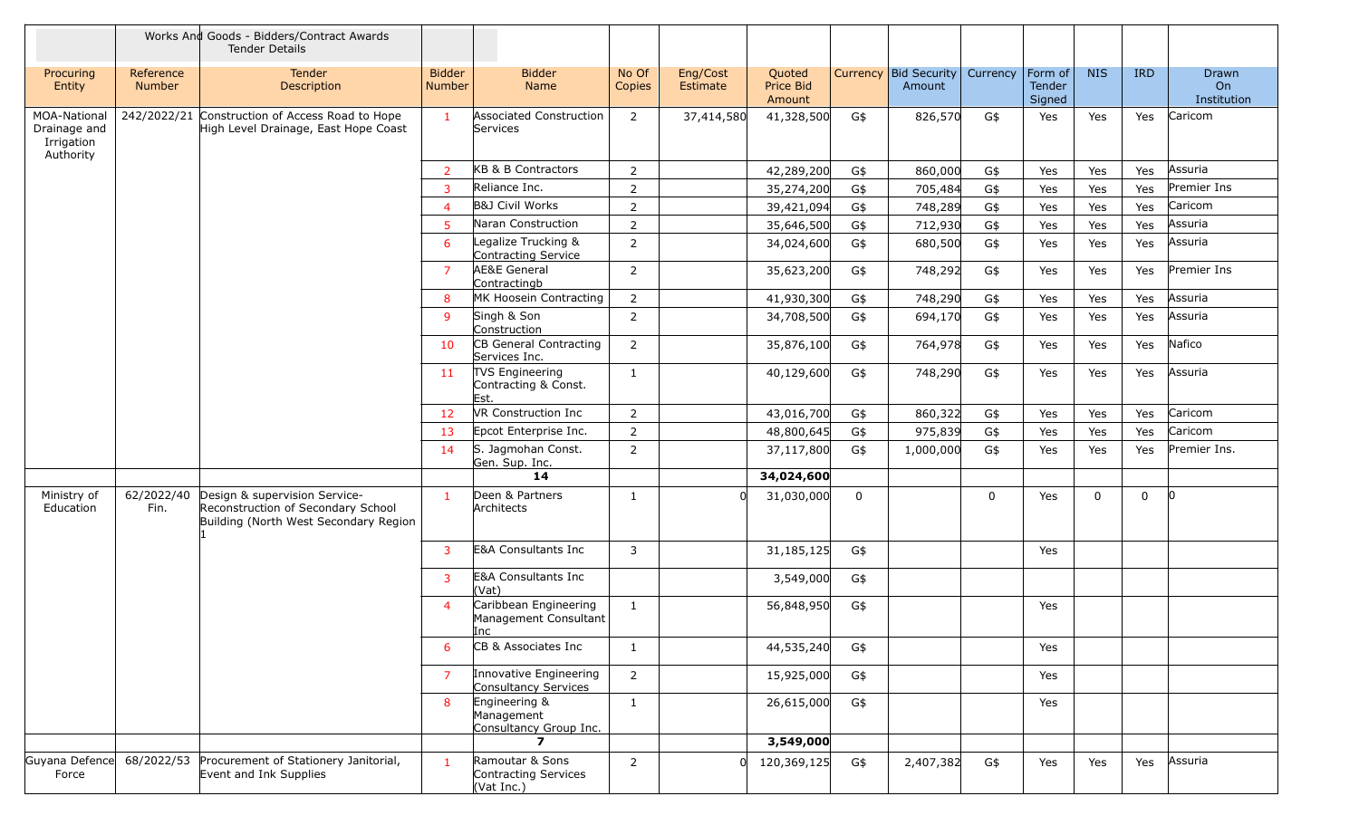Works And Goods - Bidders/Contract Awards Tender Details

| Procuring Entity | Reference Number | Tender Description | Bidder Number | Bidder Name | No Of Copies | Eng/Cost Estimate | Quoted Price Bid Amount | Currency | Bid Security Amount | Currency | Form of Tender Signed | NIS | IRD | Drawn On Institution |
|---|---|---|---|---|---|---|---|---|---|---|---|---|---|---|
| MOA-National Drainage and Irrigation Authority | 242/2022/21 | Construction of Access Road to Hope High Level Drainage, East Hope Coast | 1 | Associated Construction Services | 2 | 37,414,580 | 41,328,500 | G$ | 826,570 | G$ | Yes | Yes | Yes | Caricom |
| | | | 2 | KB & B Contractors | 2 | | 42,289,200 | G$ | 860,000 | G$ | Yes | Yes | Yes | Assuria |
| | | | 3 | Reliance Inc. | 2 | | 35,274,200 | G$ | 705,484 | G$ | Yes | Yes | Yes | Premier Ins |
| | | | 4 | B&J Civil Works | 2 | | 39,421,094 | G$ | 748,289 | G$ | Yes | Yes | Yes | Caricom |
| | | | 5 | Naran Construction | 2 | | 35,646,500 | G$ | 712,930 | G$ | Yes | Yes | Yes | Assuria |
| | | | 6 | Legalize Trucking & Contracting Service | 2 | | 34,024,600 | G$ | 680,500 | G$ | Yes | Yes | Yes | Assuria |
| | | | 7 | AE&E General Contractingb | 2 | | 35,623,200 | G$ | 748,292 | G$ | Yes | Yes | Yes | Premier Ins |
| | | | 8 | MK Hoosein Contracting | 2 | | 41,930,300 | G$ | 748,290 | G$ | Yes | Yes | Yes | Assuria |
| | | | 9 | Singh & Son Construction | 2 | | 34,708,500 | G$ | 694,170 | G$ | Yes | Yes | Yes | Assuria |
| | | | 10 | CB General Contracting Services Inc. | 2 | | 35,876,100 | G$ | 764,978 | G$ | Yes | Yes | Yes | Nafico |
| | | | 11 | TVS Engineering Contracting & Const. Est. | 1 | | 40,129,600 | G$ | 748,290 | G$ | Yes | Yes | Yes | Assuria |
| | | | 12 | VR Construction Inc | 2 | | 43,016,700 | G$ | 860,322 | G$ | Yes | Yes | Yes | Caricom |
| | | | 13 | Epcot Enterprise Inc. | 2 | | 48,800,645 | G$ | 975,839 | G$ | Yes | Yes | Yes | Caricom |
| | | | 14 | S. Jagmohan Const. Gen. Sup. Inc. | 2 | | 37,117,800 | G$ | 1,000,000 | G$ | Yes | Yes | Yes | Premier Ins. |
| | | | | **14** | | | **34,024,600** | | | | | | | |
| Ministry of Education | 62/2022/40 Fin. | Design & supervision Service-Reconstruction of Secondary School Building (North West Secondary Region 1 | 1 | Deen & Partners Architects | 1 | 0 | 31,030,000 | 0 | | 0 | Yes | 0 | 0 | 0 |
| | | | 3 | E&A Consultants Inc | 3 | | 31,185,125 | G$ | | | Yes | | | |
| | | | 3 | E&A Consultants Inc (Vat) | | | 3,549,000 | G$ | | | | | | |
| | | | 4 | Caribbean Engineering Management Consultant Inc | 1 | | 56,848,950 | G$ | | | Yes | | | |
| | | | 6 | CB & Associates Inc | 1 | | 44,535,240 | G$ | | | Yes | | | |
| | | | 7 | Innovative Engineering Consultancy Services | 2 | | 15,925,000 | G$ | | | Yes | | | |
| | | | 8 | Engineering & Management Consultancy Group Inc. | 1 | | 26,615,000 | G$ | | | Yes | | | |
| | | | | **7** | | | **3,549,000** | | | | | | | |
| Guyana Defence Force | 68/2022/53 | Procurement of Stationery Janitorial, Event and Ink Supplies | 1 | Ramoutar & Sons Contracting Services (Vat Inc.) | 2 | 0 | 120,369,125 | G$ | 2,407,382 | G$ | Yes | Yes | Yes | Assuria |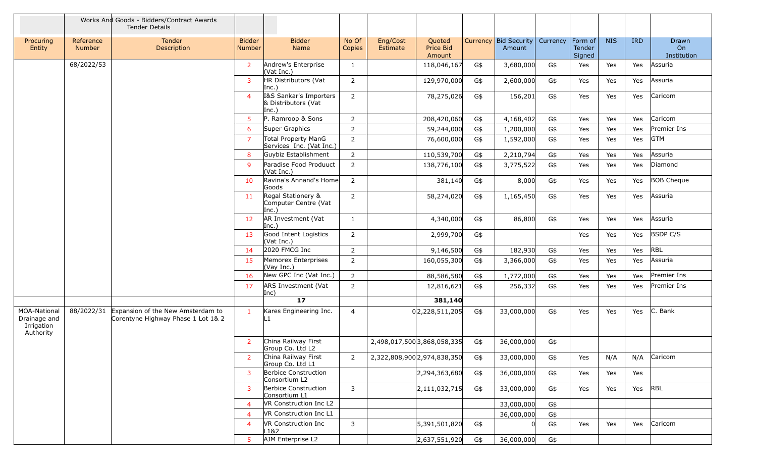| | Works And Goods - Bidders/Contract Awards Tender Details | | | | | | | | | | | | | |
|---|---|---|---|---|---|---|---|---|---|---|---|---|---|---|
| Procuring Entity | Reference Number | Tender Description | Bidder Number | Bidder Name | No Of Copies | Eng/Cost Estimate | Quoted Price Bid Amount | Currency | Bid Security Amount | Currency | Form of Tender Signed | NIS | IRD | Drawn On Institution |
| | 68/2022/53 | | 2 | Andrew's Enterprise (Vat Inc.) | 1 | | 118,046,167 | G$ | 3,680,000 | G$ | Yes | Yes | Yes | Assuria |
| | | | 3 | HR Distributors (Vat Inc.) | 2 | | 129,970,000 | G$ | 2,600,000 | G$ | Yes | Yes | Yes | Assuria |
| | | | 4 | I&S Sankar's Importers & Distributors (Vat Inc.) | 2 | | 78,275,026 | G$ | 156,201 | G$ | Yes | Yes | Yes | Caricom |
| | | | 5 | P. Ramroop & Sons | 2 | | 208,420,060 | G$ | 4,168,402 | G$ | Yes | Yes | Yes | Caricom |
| | | | 6 | Super Graphics | 2 | | 59,244,000 | G$ | 1,200,000 | G$ | Yes | Yes | Yes | Premier Ins |
| | | | 7 | Total Property ManG Services Inc. (Vat Inc.) | 2 | | 76,600,000 | G$ | 1,592,000 | G$ | Yes | Yes | Yes | GTM |
| | | | 8 | Guybiz Establishment | 2 | | 110,539,700 | G$ | 2,210,794 | G$ | Yes | Yes | Yes | Assuria |
| | | | 9 | Paradise Food Proiduct (Vat Inc.) | 2 | | 138,776,100 | G$ | 3,775,522 | G$ | Yes | Yes | Yes | Diamond |
| | | | 10 | Ravina's Annand's Home Goods | 2 | | 381,140 | G$ | 8,000 | G$ | Yes | Yes | Yes | BOB Cheque |
| | | | 11 | Regal Stationery & Computer Centre (Vat Inc.) | 2 | | 58,274,020 | G$ | 1,165,450 | G$ | Yes | Yes | Yes | Assuria |
| | | | 12 | AR Investment (Vat Inc.) | 1 | | 4,340,000 | G$ | 86,800 | G$ | Yes | Yes | Yes | Assuria |
| | | | 13 | Good Intent Logistics (Vat Inc.) | 2 | | 2,999,700 | G$ | | | Yes | Yes | Yes | BSDP C/S |
| | | | 14 | 2020 FMCG Inc | 2 | | 9,146,500 | G$ | 182,930 | G$ | Yes | Yes | Yes | RBL |
| | | | 15 | Memorex Enterprises (Vay Inc.) | 2 | | 160,055,300 | G$ | 3,366,000 | G$ | Yes | Yes | Yes | Assuria |
| | | | 16 | New GPC Inc (Vat Inc.) | 2 | | 88,586,580 | G$ | 1,772,000 | G$ | Yes | Yes | Yes | Premier Ins |
| | | | 17 | ARS Investment (Vat Inc) | 2 | | 12,816,621 | G$ | 256,332 | G$ | Yes | Yes | Yes | Premier Ins |
| | | | | **17** | | | **381,140** | | | | | | | |
| MOA-National Drainage and Irrigation Authority | 88/2022/31 | Expansion of the New Amsterdam to Corentyne Highway Phase 1 Lot 1& 2 | 1 | Kares Engineering Inc. L1 | 4 | 0 | 2,228,511,205 | G$ | 33,000,000 | G$ | Yes | Yes | Yes | C. Bank |
| | | | 2 | China Railway First Group Co. Ltd L2 | | 2,498,017,500 | 3,868,058,335 | G$ | 36,000,000 | G$ | | | | |
| | | | 2 | China Railway First Group Co. Ltd L1 | 2 | 2,322,808,900 | 2,974,838,350 | G$ | 33,000,000 | G$ | Yes | N/A | N/A | Caricom |
| | | | 3 | Berbice Construction Consortium L2 | | | 2,294,363,680 | G$ | 36,000,000 | G$ | Yes | Yes | Yes | |
| | | | 3 | Berbice Construction Consortium L1 | 3 | | 2,111,032,715 | G$ | 33,000,000 | G$ | Yes | Yes | Yes | RBL |
| | | | 4 | VR Construction Inc L2 | | | | | 33,000,000 | G$ | | | | |
| | | | 4 | VR Construction Inc L1 | | | | | 36,000,000 | G$ | | | | |
| | | | 4 | VR Construction Inc L1&2 | 3 | | 5,391,501,820 | G$ | 0 | G$ | Yes | Yes | Yes | Caricom |
| | | | 5 | AJM Enterprise L2 | | | 2,637,551,920 | G$ | 36,000,000 | G$ | | | | |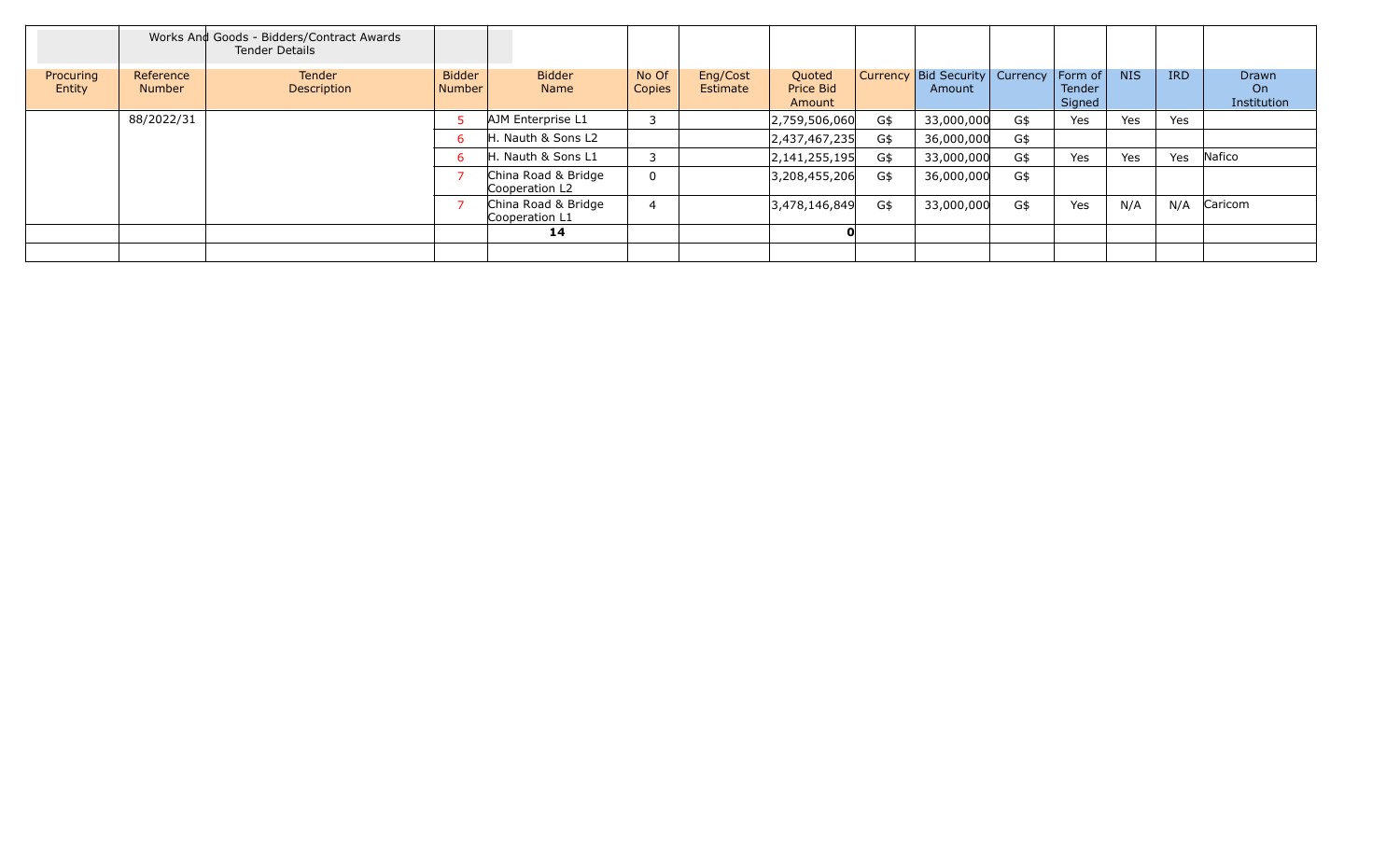| | | Works And Goods - Bidders/Contract Awards Tender Details | | | | | | | | | | | | |
|---|---|---|---|---|---|---|---|---|---|---|---|---|---|---|
| Procuring Entity | Reference Number | Tender Description | Bidder Number | Bidder Name | No Of Copies | Eng/Cost Estimate | Quoted Price Bid Amount | Currency | Bid Security Amount | Currency | Form of Tender Signed | NIS | IRD | Drawn On Institution |
| | 88/2022/31 | | 5 | AJM Enterprise L1 | 3 | | 2,759,506,060 | G$ | 33,000,000 | G$ | Yes | Yes | Yes | |
| | | | 6 | H. Nauth & Sons L2 | | | 2,437,467,235 | G$ | 36,000,000 | G$ | | | | |
| | | | 6 | H. Nauth & Sons L1 | 3 | | 2,141,255,195 | G$ | 33,000,000 | G$ | Yes | Yes | Yes | Nafico |
| | | | 7 | China Road & Bridge Cooperation L2 | 0 | | 3,208,455,206 | G$ | 36,000,000 | G$ | | | | |
| | | | 7 | China Road & Bridge Cooperation L1 | 4 | | 3,478,146,849 | G$ | 33,000,000 | G$ | Yes | N/A | N/A | Caricom |
| | | | | **14** | | | **0** | | | | | | | |
| | | | | | | | | | | | | | | |